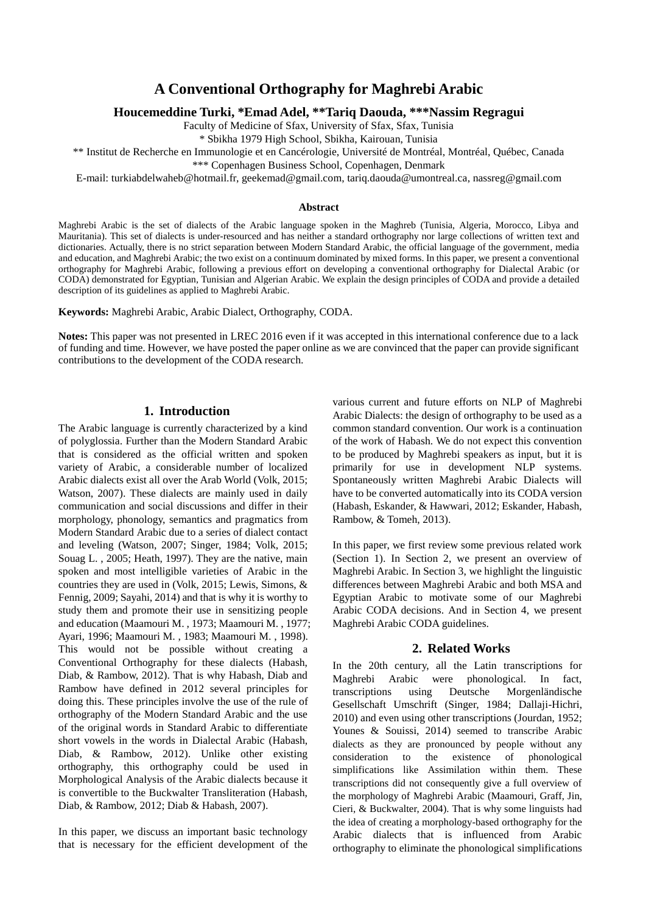# A Conventional Orthography for Maghrebi Arabic

**Houcemeddine Turki, *Emad Adel, **Tariq Daouda, ***Nassim Regragui**

Faculty of Medicine of Sfax, University of Sfax, Sfax, Tunisia
* Sbikha 1979 High School, Sbikha, Kairouan, Tunisia
** Institut de Recherche en Immunologie et en Cancérologie, Université de Montréal, Montréal, Québec, Canada
*** Copenhagen Business School, Copenhagen, Denmark
E-mail: turkiabdelwaheb@hotmail.fr, geekemad@gmail.com, tariq.daouda@umontreal.ca, nassreg@gmail.com

### Abstract

Maghrebi Arabic is the set of dialects of the Arabic language spoken in the Maghreb (Tunisia, Algeria, Morocco, Libya and Mauritania). This set of dialects is under-resourced and has neither a standard orthography nor large collections of written text and dictionaries. Actually, there is no strict separation between Modern Standard Arabic, the official language of the government, media and education, and Maghrebi Arabic; the two exist on a continuum dominated by mixed forms. In this paper, we present a conventional orthography for Maghrebi Arabic, following a previous effort on developing a conventional orthography for Dialectal Arabic (or CODA) demonstrated for Egyptian, Tunisian and Algerian Arabic. We explain the design principles of CODA and provide a detailed description of its guidelines as applied to Maghrebi Arabic.

**Keywords:** Maghrebi Arabic, Arabic Dialect, Orthography, CODA.

**Notes:** This paper was not presented in LREC 2016 even if it was accepted in this international conference due to a lack of funding and time. However, we have posted the paper online as we are convinced that the paper can provide significant contributions to the development of the CODA research.

## 1. Introduction

The Arabic language is currently characterized by a kind of polyglossia. Further than the Modern Standard Arabic that is considered as the official written and spoken variety of Arabic, a considerable number of localized Arabic dialects exist all over the Arab World (Volk, 2015; Watson, 2007). These dialects are mainly used in daily communication and social discussions and differ in their morphology, phonology, semantics and pragmatics from Modern Standard Arabic due to a series of dialect contact and leveling (Watson, 2007; Singer, 1984; Volk, 2015; Souag L. , 2005; Heath, 1997). They are the native, main spoken and most intelligible varieties of Arabic in the countries they are used in (Volk, 2015; Lewis, Simons, & Fennig, 2009; Sayahi, 2014) and that is why it is worthy to study them and promote their use in sensitizing people and education (Maamouri M. , 1973; Maamouri M. , 1977; Ayari, 1996; Maamouri M. , 1983; Maamouri M. , 1998). This would not be possible without creating a Conventional Orthography for these dialects (Habash, Diab, & Rambow, 2012). That is why Habash, Diab and Rambow have defined in 2012 several principles for doing this. These principles involve the use of the rule of orthography of the Modern Standard Arabic and the use of the original words in Standard Arabic to differentiate short vowels in the words in Dialectal Arabic (Habash, Diab, & Rambow, 2012). Unlike other existing orthography, this orthography could be used in Morphological Analysis of the Arabic dialects because it is convertible to the Buckwalter Transliteration (Habash, Diab, & Rambow, 2012; Diab & Habash, 2007).

In this paper, we discuss an important basic technology that is necessary for the efficient development of the various current and future efforts on NLP of Maghrebi Arabic Dialects: the design of orthography to be used as a common standard convention. Our work is a continuation of the work of Habash. We do not expect this convention to be produced by Maghrebi speakers as input, but it is primarily for use in development NLP systems. Spontaneously written Maghrebi Arabic Dialects will have to be converted automatically into its CODA version (Habash, Eskander, & Hawwari, 2012; Eskander, Habash, Rambow, & Tomeh, 2013).

In this paper, we first review some previous related work (Section 1). In Section 2, we present an overview of Maghrebi Arabic. In Section 3, we highlight the linguistic differences between Maghrebi Arabic and both MSA and Egyptian Arabic to motivate some of our Maghrebi Arabic CODA decisions. And in Section 4, we present Maghrebi Arabic CODA guidelines.

## 2. Related Works

In the 20th century, all the Latin transcriptions for Maghrebi Arabic were phonological. In fact, transcriptions using Deutsche Morgenländische Gesellschaft Umschrift (Singer, 1984; Dallaji-Hichri, 2010) and even using other transcriptions (Jourdan, 1952; Younes & Souissi, 2014) seemed to transcribe Arabic dialects as they are pronounced by people without any consideration to the existence of phonological simplifications like Assimilation within them. These transcriptions did not consequently give a full overview of the morphology of Maghrebi Arabic (Maamouri, Graff, Jin, Cieri, & Buckwalter, 2004). That is why some linguists had the idea of creating a morphology-based orthography for the Arabic dialects that is influenced from Arabic orthography to eliminate the phonological simplifications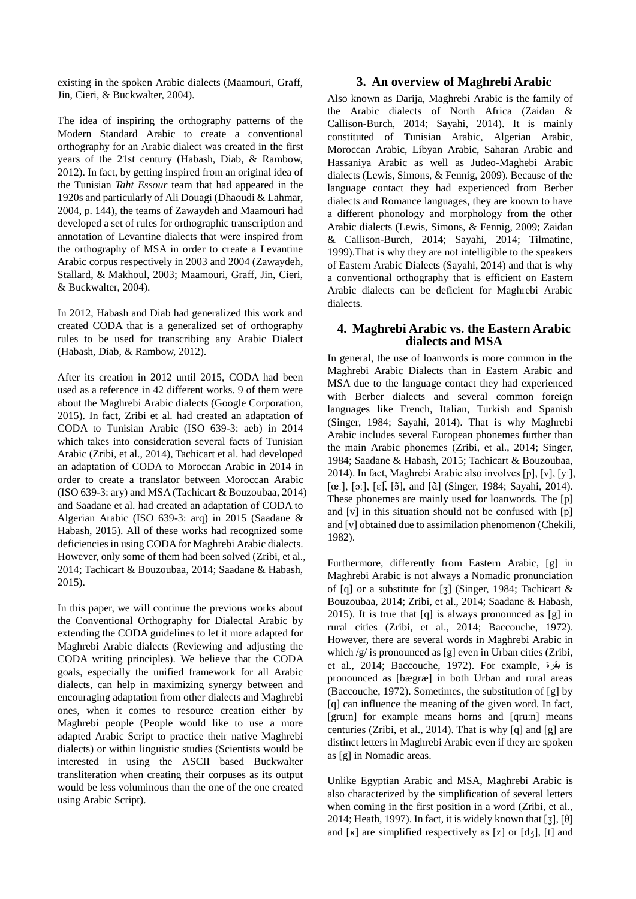existing in the spoken Arabic dialects (Maamouri, Graff, Jin, Cieri, & Buckwalter, 2004).

The idea of inspiring the orthography patterns of the Modern Standard Arabic to create a conventional orthography for an Arabic dialect was created in the first years of the 21st century (Habash, Diab, & Rambow, 2012). In fact, by getting inspired from an original idea of the Tunisian *Taht Essour* team that had appeared in the 1920s and particularly of Ali Douagi (Dhaoudi & Lahmar, 2004, p. 144), the teams of Zawaydeh and Maamouri had developed a set of rules for orthographic transcription and annotation of Levantine dialects that were inspired from the orthography of MSA in order to create a Levantine Arabic corpus respectively in 2003 and 2004 (Zawaydeh, Stallard, & Makhoul, 2003; Maamouri, Graff, Jin, Cieri, & Buckwalter, 2004).

In 2012, Habash and Diab had generalized this work and created CODA that is a generalized set of orthography rules to be used for transcribing any Arabic Dialect (Habash, Diab, & Rambow, 2012).

After its creation in 2012 until 2015, CODA had been used as a reference in 42 different works. 9 of them were about the Maghrebi Arabic dialects (Google Corporation, 2015). In fact, Zribi et al. had created an adaptation of CODA to Tunisian Arabic (ISO 639-3: aeb) in 2014 which takes into consideration several facts of Tunisian Arabic (Zribi, et al., 2014), Tachicart et al. had developed an adaptation of CODA to Moroccan Arabic in 2014 in order to create a translator between Moroccan Arabic (ISO 639-3: ary) and MSA (Tachicart & Bouzoubaa, 2014) and Saadane et al. had created an adaptation of CODA to Algerian Arabic (ISO 639-3: arq) in 2015 (Saadane & Habash, 2015). All of these works had recognized some deficiencies in using CODA for Maghrebi Arabic dialects. However, only some of them had been solved (Zribi, et al., 2014; Tachicart & Bouzoubaa, 2014; Saadane & Habash, 2015).

In this paper, we will continue the previous works about the Conventional Orthography for Dialectal Arabic by extending the CODA guidelines to let it more adapted for Maghrebi Arabic dialects (Reviewing and adjusting the CODA writing principles). We believe that the CODA goals, especially the unified framework for all Arabic dialects, can help in maximizing synergy between and encouraging adaptation from other dialects and Maghrebi ones, when it comes to resource creation either by Maghrebi people (People would like to use a more adapted Arabic Script to practice their native Maghrebi dialects) or within linguistic studies (Scientists would be interested in using the ASCII based Buckwalter transliteration when creating their corpuses as its output would be less voluminous than the one of the one created using Arabic Script).

## 3. An overview of Maghrebi Arabic

Also known as Darija, Maghrebi Arabic is the family of the Arabic dialects of North Africa (Zaidan & Callison-Burch, 2014; Sayahi, 2014). It is mainly constituted of Tunisian Arabic, Algerian Arabic, Moroccan Arabic, Libyan Arabic, Saharan Arabic and Hassaniya Arabic as well as Judeo-Maghebi Arabic dialects (Lewis, Simons, & Fennig, 2009). Because of the language contact they had experienced from Berber dialects and Romance languages, they are known to have a different phonology and morphology from the other Arabic dialects (Lewis, Simons, & Fennig, 2009; Zaidan & Callison-Burch, 2014; Sayahi, 2014; Tilmatine, 1999).That is why they are not intelligible to the speakers of Eastern Arabic Dialects (Sayahi, 2014) and that is why a conventional orthography that is efficient on Eastern Arabic dialects can be deficient for Maghrebi Arabic dialects.

## 4. Maghrebi Arabic vs. the Eastern Arabic dialects and MSA

In general, the use of loanwords is more common in the Maghrebi Arabic Dialects than in Eastern Arabic and MSA due to the language contact they had experienced with Berber dialects and several common foreign languages like French, Italian, Turkish and Spanish (Singer, 1984; Sayahi, 2014). That is why Maghrebi Arabic includes several European phonemes further than the main Arabic phonemes (Zribi, et al., 2014; Singer, 1984; Saadane & Habash, 2015; Tachicart & Bouzoubaa, 2014). In fact, Maghrebi Arabic also involves [p], [v], [yː], [œː], [ɔː], [ɛ̃], [ɔ̃], and [ɑ̃] (Singer, 1984; Sayahi, 2014). These phonemes are mainly used for loanwords. The [p] and [v] in this situation should not be confused with [p] and [v] obtained due to assimilation phenomenon (Chekili, 1982).

Furthermore, differently from Eastern Arabic, [g] in Maghrebi Arabic is not always a Nomadic pronunciation of [q] or a substitute for [ʒ] (Singer, 1984; Tachicart & Bouzoubaa, 2014; Zribi, et al., 2014; Saadane & Habash, 2015). It is true that [q] is always pronounced as [g] in rural cities (Zribi, et al., 2014; Baccouche, 1972). However, there are several words in Maghrebi Arabic in which /g/ is pronounced as [g] even in Urban cities (Zribi, et al., 2014; Baccouche, 1972). For example, بقرة is pronounced as [bægræ] in both Urban and rural areas (Baccouche, 1972). Sometimes, the substitution of [g] by [q] can influence the meaning of the given word. In fact, [gruːn] for example means horns and [qruːn] means centuries (Zribi, et al., 2014). That is why [q] and [g] are distinct letters in Maghrebi Arabic even if they are spoken as [g] in Nomadic areas.

Unlike Egyptian Arabic and MSA, Maghrebi Arabic is also characterized by the simplification of several letters when coming in the first position in a word (Zribi, et al., 2014; Heath, 1997). In fact, it is widely known that [ʒ], [θ] and [ʁ] are simplified respectively as [z] or [dʒ], [t] and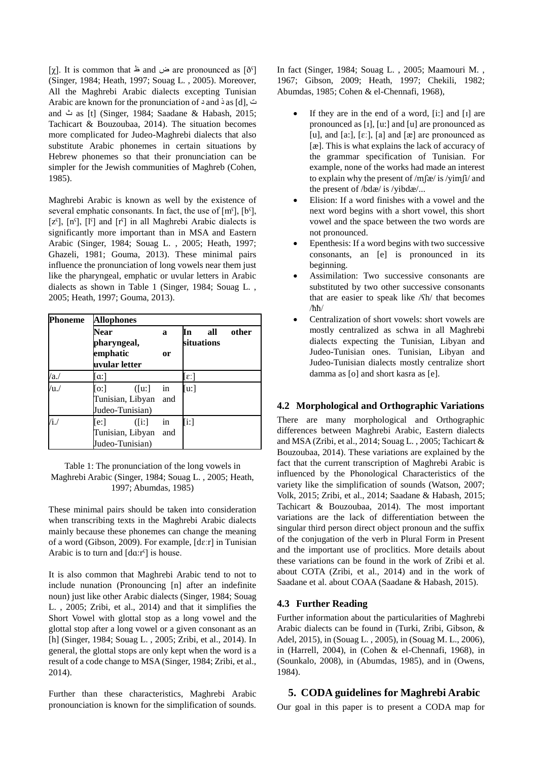[χ]. It is common that ظ and ض are pronounced as [ðˤ] (Singer, 1984; Heath, 1997; Souag L. , 2005). Moreover, All the Maghrebi Arabic dialects excepting Tunisian Arabic are known for the pronunciation of د and ذ as [d], ت and ث as [t] (Singer, 1984; Saadane & Habash, 2015; Tachicart & Bouzoubaa, 2014). The situation becomes more complicated for Judeo-Maghrebi dialects that also substitute Arabic phonemes in certain situations by Hebrew phonemes so that their pronunciation can be simpler for the Jewish communities of Maghreb (Cohen, 1985).

Maghrebi Arabic is known as well by the existence of several emphatic consonants. In fact, the use of [mˤ], [bˤ], [zˤ], [nˤ], [lˤ] and [rˤ] in all Maghrebi Arabic dialects is significantly more important than in MSA and Eastern Arabic (Singer, 1984; Souag L. , 2005; Heath, 1997; Ghazeli, 1981; Gouma, 2013). These minimal pairs influence the pronunciation of long vowels near them just like the pharyngeal, emphatic or uvular letters in Arabic dialects as shown in Table 1 (Singer, 1984; Souag L. , 2005; Heath, 1997; Gouma, 2013).

| Phoneme | Allophones | |
|---|---|---|
| | Near a pharyngeal, emphatic or uvular letter | In all other situations |
| /a./ | [ɑ:] | [ɛ:] |
| /u./ | [o:] ([u:] in Tunisian, Libyan and Judeo-Tunisian) | [u:] |
| /i./ | [e:] ([i:] in Tunisian, Libyan and Judeo-Tunisian) | [i:] |

Table 1: The pronunciation of the long vowels in Maghrebi Arabic (Singer, 1984; Souag L. , 2005; Heath, 1997; Abumdas, 1985)

These minimal pairs should be taken into consideration when transcribing texts in the Maghrebi Arabic dialects mainly because these phonemes can change the meaning of a word (Gibson, 2009). For example, [dɛ:r] in Tunisian Arabic is to turn and [dɑ:rˤ] is house.

It is also common that Maghrebi Arabic tend to not to include nunation (Pronouncing [n] after an indefinite noun) just like other Arabic dialects (Singer, 1984; Souag L. , 2005; Zribi, et al., 2014) and that it simplifies the Short Vowel with glottal stop as a long vowel and the glottal stop after a long vowel or a given consonant as an [h] (Singer, 1984; Souag L. , 2005; Zribi, et al., 2014). In general, the glottal stops are only kept when the word is a result of a code change to MSA (Singer, 1984; Zribi, et al., 2014).

Further than these characteristics, Maghrebi Arabic pronunciation is known for the simplification of sounds. In fact (Singer, 1984; Souag L. , 2005; Maamouri M. , 1967; Gibson, 2009; Heath, 1997; Chekili, 1982; Abumdas, 1985; Cohen & el-Chennafi, 1968),

- If they are in the end of a word, [i:] and [ɪ] are pronounced as [ɪ], [u:] and [u] are pronounced as [u], and [a:], [ɛ:], [a] and [æ] are pronounced as [æ]. This is what explains the lack of accuracy of the grammar specification of Tunisian. For example, none of the works had made an interest to explain why the present of /mʃæ/ is /yimʃi/ and the present of /bdæ/ is /yibdæ/...
- Elision: If a word finishes with a vowel and the next word begins with a short vowel, this short vowel and the space between the two words are not pronounced.
- Epenthesis: If a word begins with two successive consonants, an [e] is pronounced in its beginning.
- Assimilation: Two successive consonants are substituted by two other successive consonants that are easier to speak like /ʕh/ that becomes /ħħ/
- Centralization of short vowels: short vowels are mostly centralized as schwa in all Maghrebi dialects expecting the Tunisian, Libyan and Judeo-Tunisian ones. Tunisian, Libyan and Judeo-Tunisian dialects mostly centralize short damma as [o] and short kasra as [e].

## 4.2 Morphological and Orthographic Variations

There are many morphological and Orthographic differences between Maghrebi Arabic, Eastern dialects and MSA (Zribi, et al., 2014; Souag L. , 2005; Tachicart & Bouzoubaa, 2014). These variations are explained by the fact that the current transcription of Maghrebi Arabic is influenced by the Phonological Characteristics of the variety like the simplification of sounds (Watson, 2007; Volk, 2015; Zribi, et al., 2014; Saadane & Habash, 2015; Tachicart & Bouzoubaa, 2014). The most important variations are the lack of differentiation between the singular third person direct object pronoun and the suffix of the conjugation of the verb in Plural Form in Present and the important use of proclitics. More details about these variations can be found in the work of Zribi et al. about COTA (Zribi, et al., 2014) and in the work of Saadane et al. about COAA (Saadane & Habash, 2015).

## 4.3 Further Reading

Further information about the particularities of Maghrebi Arabic dialects can be found in (Turki, Zribi, Gibson, & Adel, 2015), in (Souag L. , 2005), in (Souag M. L., 2006), in (Harrell, 2004), in (Cohen & el-Chennafi, 1968), in (Sounkalo, 2008), in (Abumdas, 1985), and in (Owens, 1984).

# 5. CODA guidelines for Maghrebi Arabic

Our goal in this paper is to present a CODA map for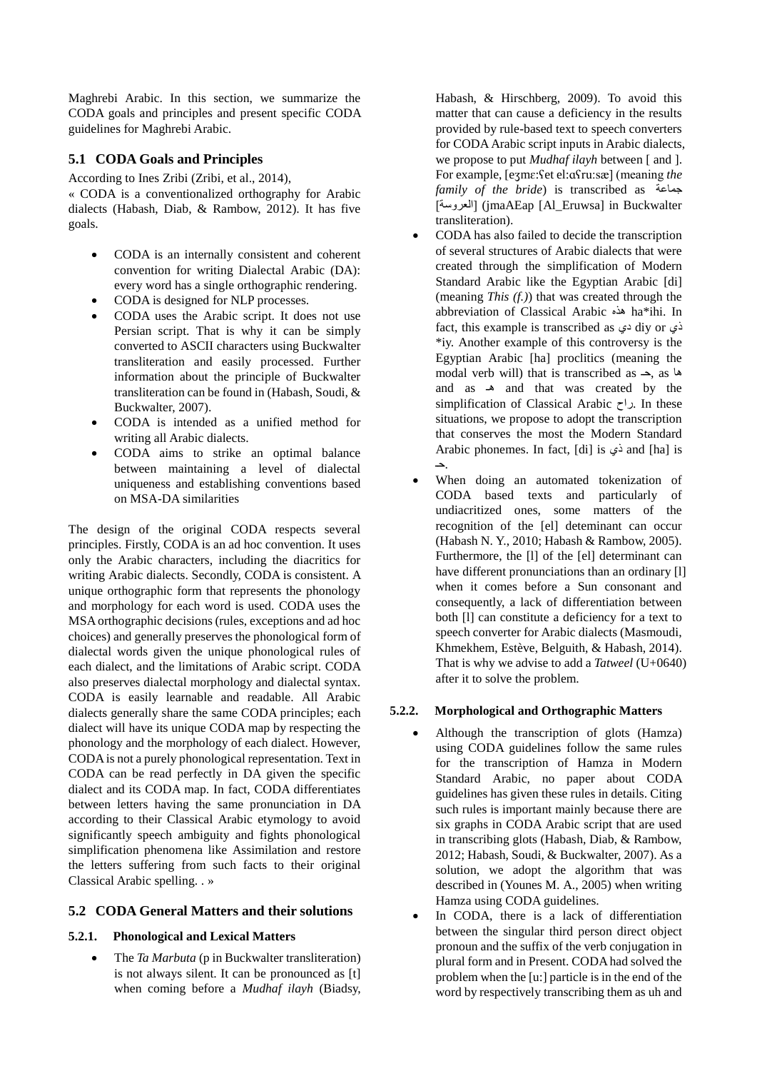Maghrebi Arabic. In this section, we summarize the CODA goals and principles and present specific CODA guidelines for Maghrebi Arabic.

## 5.1 CODA Goals and Principles

According to Ines Zribi (Zribi, et al., 2014),

« CODA is a conventionalized orthography for Arabic dialects (Habash, Diab, & Rambow, 2012). It has five goals.

- CODA is an internally consistent and coherent convention for writing Dialectal Arabic (DA): every word has a single orthographic rendering.
- CODA is designed for NLP processes.
- CODA uses the Arabic script. It does not use Persian script. That is why it can be simply converted to ASCII characters using Buckwalter transliteration and easily processed. Further information about the principle of Buckwalter transliteration can be found in (Habash, Soudi, & Buckwalter, 2007).
- CODA is intended as a unified method for writing all Arabic dialects.
- CODA aims to strike an optimal balance between maintaining a level of dialectal uniqueness and establishing conventions based on MSA-DA similarities

The design of the original CODA respects several principles. Firstly, CODA is an ad hoc convention. It uses only the Arabic characters, including the diacritics for writing Arabic dialects. Secondly, CODA is consistent. A unique orthographic form that represents the phonology and morphology for each word is used. CODA uses the MSA orthographic decisions (rules, exceptions and ad hoc choices) and generally preserves the phonological form of dialectal words given the unique phonological rules of each dialect, and the limitations of Arabic script. CODA also preserves dialectal morphology and dialectal syntax. CODA is easily learnable and readable. All Arabic dialects generally share the same CODA principles; each dialect will have its unique CODA map by respecting the phonology and the morphology of each dialect. However, CODA is not a purely phonological representation. Text in CODA can be read perfectly in DA given the specific dialect and its CODA map. In fact, CODA differentiates between letters having the same pronunciation in DA according to their Classical Arabic etymology to avoid significantly speech ambiguity and fights phonological simplification phenomena like Assimilation and restore the letters suffering from such facts to their original Classical Arabic spelling. . »

## 5.2 CODA General Matters and their solutions

### 5.2.1. Phonological and Lexical Matters

- The *Ta Marbuta* (p in Buckwalter transliteration) is not always silent. It can be pronounced as [t] when coming before a *Mudhaf ilayh* (Biadsy, Habash, & Hirschberg, 2009). To avoid this matter that can cause a deficiency in the results provided by rule-based text to speech converters for CODA Arabic script inputs in Arabic dialects, we propose to put *Mudhaf ilayh* between [ and ]. For example, [eʒmɛːʕet elːɑʕruːsæ] (meaning *the family of the bride*) is transcribed as جماعة [العروسة] (jmaAEap [Al_Eruwsa] in Buckwalter transliteration).
- CODA has also failed to decide the transcription of several structures of Arabic dialects that were created through the simplification of Modern Standard Arabic like the Egyptian Arabic [di] (meaning *This (f.)*) that was created through the abbreviation of Classical Arabic هذه ha*ihi. In fact, this example is transcribed as دي diy or ذي *iy. Another example of this controversy is the Egyptian Arabic [ha] proclitics (meaning the modal verb will) that is transcribed as حـ, as ها and as هـ and that was created by the simplification of Classical Arabic راح. In these situations, we propose to adopt the transcription that conserves the most the Modern Standard Arabic phonemes. In fact, [di] is ذي and [ha] is حـ.
- When doing an automated tokenization of CODA based texts and particularly of undiacritized ones, some matters of the recognition of the [el] deteminant can occur (Habash N. Y., 2010; Habash & Rambow, 2005). Furthermore, the [l] of the [el] determinant can have different pronunciations than an ordinary [l] when it comes before a Sun consonant and consequently, a lack of differentiation between both [l] can constitute a deficiency for a text to speech converter for Arabic dialects (Masmoudi, Khmekhem, Estève, Belguith, & Habash, 2014). That is why we advise to add a *Tatweel* (U+0640) after it to solve the problem.

### 5.2.2. Morphological and Orthographic Matters

- Although the transcription of glots (Hamza) using CODA guidelines follow the same rules for the transcription of Hamza in Modern Standard Arabic, no paper about CODA guidelines has given these rules in details. Citing such rules is important mainly because there are six graphs in CODA Arabic script that are used in transcribing glots (Habash, Diab, & Rambow, 2012; Habash, Soudi, & Buckwalter, 2007). As a solution, we adopt the algorithm that was described in (Younes M. A., 2005) when writing Hamza using CODA guidelines.
- In CODA, there is a lack of differentiation between the singular third person direct object pronoun and the suffix of the verb conjugation in plural form and in Present. CODA had solved the problem when the [uː] particle is in the end of the word by respectively transcribing them as uh and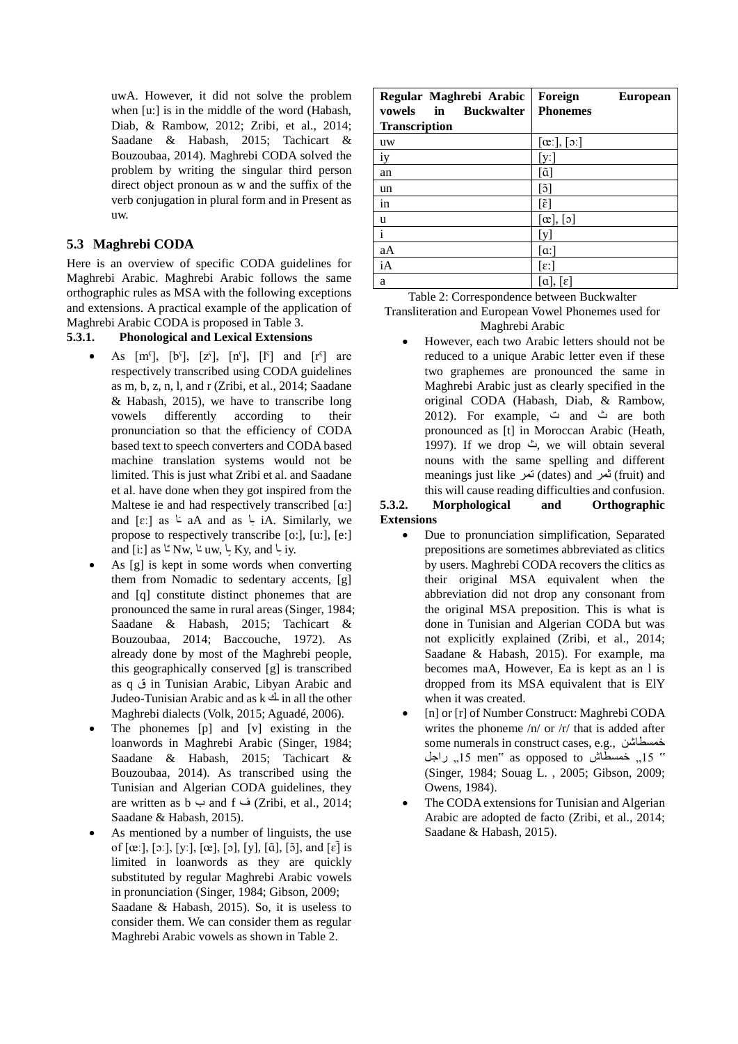uwA. However, it did not solve the problem when [uː] is in the middle of the word (Habash, Diab, & Rambow, 2012; Zribi, et al., 2014; Saadane & Habash, 2015; Tachicart & Bouzoubaa, 2014). Maghrebi CODA solved the problem by writing the singular third person direct object pronoun as w and the suffix of the verb conjugation in plural form and in Present as uw.

## 5.3 Maghrebi CODA

Here is an overview of specific CODA guidelines for Maghrebi Arabic. Maghrebi Arabic follows the same orthographic rules as MSA with the following exceptions and extensions. A practical example of the application of Maghrebi Arabic CODA is proposed in Table 3.

### 5.3.1. Phonological and Lexical Extensions

- As [mˤ], [bˤ], [zˤ], [nˤ], [lˤ] and [rˤ] are respectively transcribed using CODA guidelines as m, b, z, n, l, and r (Zribi, et al., 2014; Saadane & Habash, 2015), we have to transcribe long vowels differently according to their pronunciation so that the efficiency of CODA based text to speech converters and CODA based machine translation systems would not be limited. This is just what Zribi et al. and Saadane et al. have done when they got inspired from the Maltese ie and had respectively transcribed [ɑː] and [ɛː] as ـَا aA and as ـِا iA. Similarly, we propose to respectively transcribe [oː], [uː], [eː] and [iː] as ـٌا Nw, ـُا uw, ـٍا Ky, and ـِا iy.
- As [g] is kept in some words when converting them from Nomadic to sedentary accents, [g] and [q] constitute distinct phonemes that are pronounced the same in rural areas (Singer, 1984; Saadane & Habash, 2015; Tachicart & Bouzoubaa, 2014; Baccouche, 1972). As already done by most of the Maghrebi people, this geographically conserved [g] is transcribed as q ق in Tunisian Arabic, Libyan Arabic and Judeo-Tunisian Arabic and as k ك in all the other Maghrebi dialects (Volk, 2015; Aguadé, 2006).
- The phonemes [p] and [v] existing in the loanwords in Maghrebi Arabic (Singer, 1984; Saadane & Habash, 2015; Tachicart & Bouzoubaa, 2014). As transcribed using the Tunisian and Algerian CODA guidelines, they are written as b ب and f ف (Zribi, et al., 2014; Saadane & Habash, 2015).
- As mentioned by a number of linguists, the use of [œː], [ɔː], [yː], [œ], [ɔ], [y], [ɑ̃], [ɔ̃], and [ɛ̃] is limited in loanwords as they are quickly substituted by regular Maghrebi Arabic vowels in pronunciation (Singer, 1984; Gibson, 2009; Saadane & Habash, 2015). So, it is useless to consider them. We can consider them as regular Maghrebi Arabic vowels as shown in Table 2.

| Regular Maghrebi Arabic vowels in Buckwalter Transcription | Foreign European Phonemes |
|---|---|
| uw | [œː], [ɔː] |
| iy | [yː] |
| an | [ɑ̃] |
| un | [ɔ̃] |
| in | [ɛ̃] |
| u | [œ], [ɔ] |
| i | [y] |
| aA | [ɑː] |
| iA | [ɛː] |
| a | [ɑ], [ɛ] |

Table 2: Correspondence between Buckwalter Transliteration and European Vowel Phonemes used for Maghrebi Arabic

- However, each two Arabic letters should not be reduced to a unique Arabic letter even if these two graphemes are pronounced the same in Maghrebi Arabic just as clearly specified in the original CODA (Habash, Diab, & Rambow, 2012). For example, ت and ث are both pronounced as [t] in Moroccan Arabic (Heath, 1997). If we drop ث, we will obtain several nouns with the same spelling and different meanings just like تمر (dates) and ثمر (fruit) and this will cause reading difficulties and confusion.

### 5.3.2. Morphological and Orthographic Extensions

- Due to pronunciation simplification, Separated prepositions are sometimes abbreviated as clitics by users. Maghrebi CODA recovers the clitics as their original MSA equivalent when the abbreviation did not drop any consonant from the original MSA preposition. This is what is done in Tunisian and Algerian CODA but was not explicitly explained (Zribi, et al., 2014; Saadane & Habash, 2015). For example, ma becomes maA, However, Ea is kept as an l is dropped from its MSA equivalent that is ElY when it was created.
- [n] or [r] of Number Construct: Maghrebi CODA writes the phoneme /n/ or /r/ that is added after some numerals in construct cases, e.g., خمسطاشن راجل „15 men" as opposed to خمسطاش „15 " (Singer, 1984; Souag L. , 2005; Gibson, 2009; Owens, 1984).
- The CODA extensions for Tunisian and Algerian Arabic are adopted de facto (Zribi, et al., 2014; Saadane & Habash, 2015).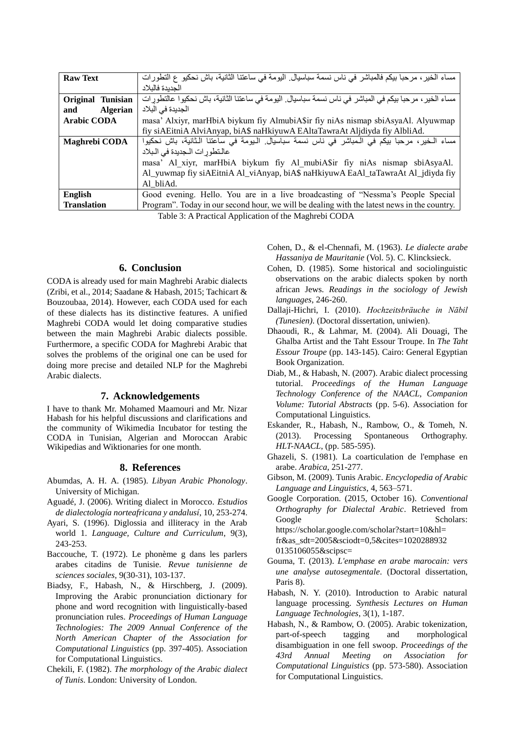| | |
|---|---|
| **Raw Text** | مساء الخير، مرحبا بيكم فالمباشر في ناس نسمة سباسيال. اليومة في ساعتنا الثانية، باش نحكيو ع التطورات الجديدة فالبلاد |
| **Original Tunisian and Algerian Arabic CODA** | مساء الخير، مرحبا بيكم في المباشر في ناس نسمة سباسيال. اليومة في ساعتنا الثانية، باش نحكيوا عالتطورات الجديدة في البلاد<br>masa' Alxiyr, marHbiA biykum fiy AlmubiA$ir fiy niAs nismap sbiAsyaAl. Alyuwmap fiy siAEitniA AlviAnyap, biA$ naHkiyuwA EAltaTawraAt Aljdiyda fiy AlbliAd. |
| **Maghrebi CODA** | مساء الـخير، مرحبا بيكم في الـمباشر في ناس نسمة سباسيال. الـيومة في ساعتنا الـثانية، باش نحكيوا عالـتطورات الـجديدة في الـبلاد<br>masa' Al_xiyr, marHbiA biykum fiy Al_mubiA$ir fiy niAs nismap sbiAsyaAl. Al_yuwmap fiy siAEitniA Al_viAnyap, biA$ naHkiyuwA EaAl_taTawraAt Al_jdiyda fiy Al_bliAd. |
| **English Translation** | Good evening. Hello. You are in a live broadcasting of "Nessma's People Special Program". Today in our second hour, we will be dealing with the latest news in the country. |

Table 3: A Practical Application of the Maghrebi CODA

## 6. Conclusion

CODA is already used for main Maghrebi Arabic dialects (Zribi, et al., 2014; Saadane & Habash, 2015; Tachicart & Bouzoubaa, 2014). However, each CODA used for each of these dialects has its distinctive features. A unified Maghrebi CODA would let doing comparative studies between the main Maghrebi Arabic dialects possible. Furthermore, a specific CODA for Maghrebi Arabic that solves the problems of the original one can be used for doing more precise and detailed NLP for the Maghrebi Arabic dialects.

## 7. Acknowledgements

I have to thank Mr. Mohamed Maamouri and Mr. Nizar Habash for his helpful discussions and clarifications and the community of Wikimedia Incubator for testing the CODA in Tunisian, Algerian and Moroccan Arabic Wikipedias and Wiktionaries for one month.

## 8. References

Abumdas, A. H. A. (1985). *Libyan Arabic Phonology*. University of Michigan.

Aguadé, J. (2006). Writing dialect in Morocco. *Estudios de dialectología norteafricana y andalusí*, 10, 253-274.

Ayari, S. (1996). Diglossia and illiteracy in the Arab world 1. *Language, Culture and Curriculum*, 9(3), 243-253.

Baccouche, T. (1972). Le phonème g dans les parlers arabes citadins de Tunisie. *Revue tunisienne de sciences sociales*, 9(30-31), 103-137.

Biadsy, F., Habash, N., & Hirschberg, J. (2009). Improving the Arabic pronunciation dictionary for phone and word recognition with linguistically-based pronunciation rules. *Proceedings of Human Language Technologies: The 2009 Annual Conference of the North American Chapter of the Association for Computational Linguistics* (pp. 397-405). Association for Computational Linguistics.

Chekili, F. (1982). *The morphology of the Arabic dialect of Tunis*. London: University of London.

Cohen, D., & el-Chennafi, M. (1963). *Le dialecte arabe Hassaniya de Mauritanie* (Vol. 5). C. Klincksieck.

Cohen, D. (1985). Some historical and sociolinguistic observations on the arabic dialects spoken by north african Jews. *Readings in the sociology of Jewish languages*, 246-260.

Dallaji-Hichri, I. (2010). *Hochzeitsbräuche in Nābil (Tunesien)*. (Doctoral dissertation, uniwien).

Dhaoudi, R., & Lahmar, M. (2004). Ali Douagi, The Ghalba Artist and the Taht Essour Troupe. In *The Taht Essour Troupe* (pp. 143-145). Cairo: General Egyptian Book Organization.

Diab, M., & Habash, N. (2007). Arabic dialect processing tutorial. *Proceedings of the Human Language Technology Conference of the NAACL, Companion Volume: Tutorial Abstracts* (pp. 5-6). Association for Computational Linguistics.

Eskander, R., Habash, N., Rambow, O., & Tomeh, N. (2013). Processing Spontaneous Orthography. *HLT-NAACL*, (pp. 585-595).

Ghazeli, S. (1981). La coarticulation de l'emphase en arabe. *Arabica*, 251-277.

Gibson, M. (2009). Tunis Arabic. *Encyclopedia of Arabic Language and Linguistics*, 4, 563–571.

Google Corporation. (2015, October 16). *Conventional Orthography for Dialectal Arabic*. Retrieved from Google Scholars: https://scholar.google.com/scholar?start=10&hl=fr&as_sdt=2005&sciodt=0,5&cites=10202889320135106055&scipsc=

Gouma, T. (2013). *L'emphase en arabe marocain: vers une analyse autosegmentale*. (Doctoral dissertation, Paris 8).

Habash, N. Y. (2010). Introduction to Arabic natural language processing. *Synthesis Lectures on Human Language Technologies*, 3(1), 1-187.

Habash, N., & Rambow, O. (2005). Arabic tokenization, part-of-speech tagging and morphological disambiguation in one fell swoop. *Proceedings of the 43rd Annual Meeting on Association for Computational Linguistics* (pp. 573-580). Association for Computational Linguistics.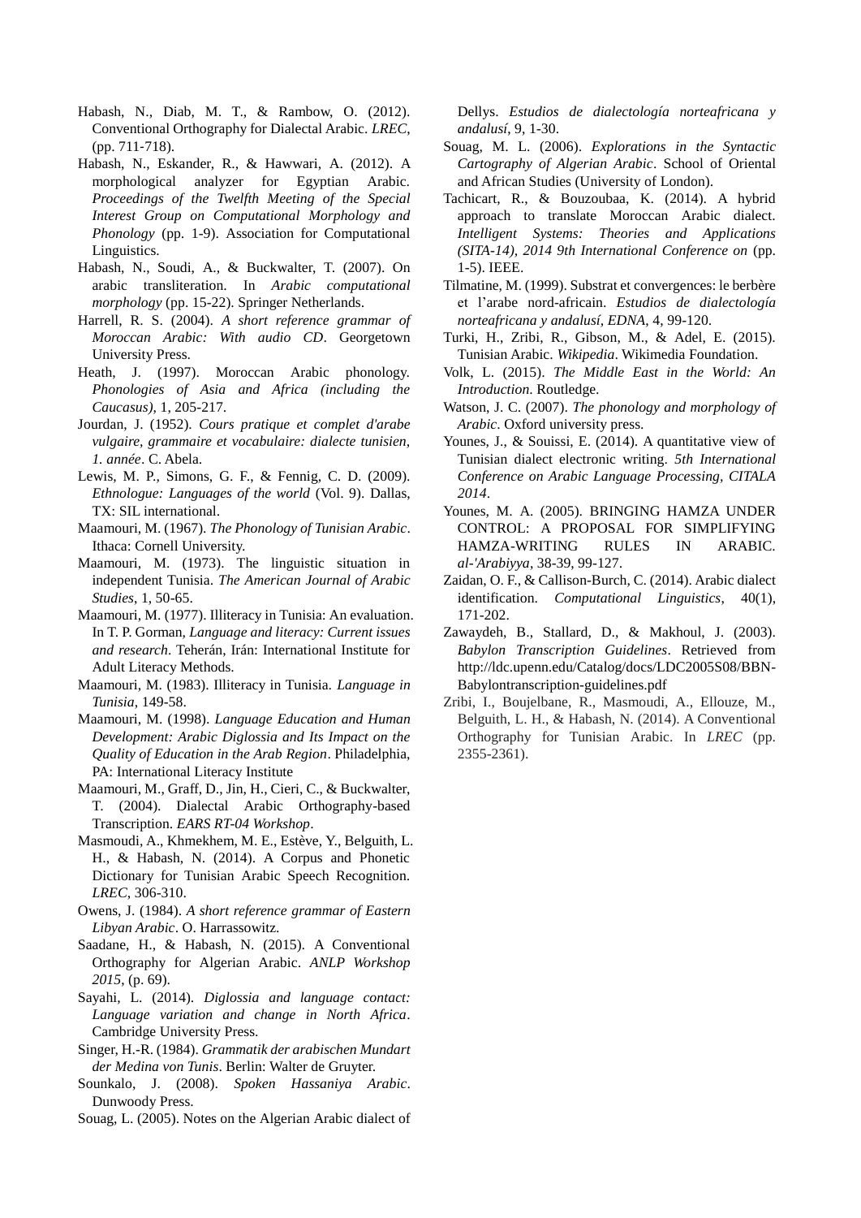Habash, N., Diab, M. T., & Rambow, O. (2012). Conventional Orthography for Dialectal Arabic. *LREC*, (pp. 711-718).

Habash, N., Eskander, R., & Hawwari, A. (2012). A morphological analyzer for Egyptian Arabic. *Proceedings of the Twelfth Meeting of the Special Interest Group on Computational Morphology and Phonology* (pp. 1-9). Association for Computational Linguistics.

Habash, N., Soudi, A., & Buckwalter, T. (2007). On arabic transliteration. In *Arabic computational morphology* (pp. 15-22). Springer Netherlands.

Harrell, R. S. (2004). *A short reference grammar of Moroccan Arabic: With audio CD*. Georgetown University Press.

Heath, J. (1997). Moroccan Arabic phonology. *Phonologies of Asia and Africa (including the Caucasus)*, 1, 205-217.

Jourdan, J. (1952). *Cours pratique et complet d'arabe vulgaire, grammaire et vocabulaire: dialecte tunisien, 1. année*. C. Abela.

Lewis, M. P., Simons, G. F., & Fennig, C. D. (2009). *Ethnologue: Languages of the world* (Vol. 9). Dallas, TX: SIL international.

Maamouri, M. (1967). *The Phonology of Tunisian Arabic*. Ithaca: Cornell University.

Maamouri, M. (1973). The linguistic situation in independent Tunisia. *The American Journal of Arabic Studies*, 1, 50-65.

Maamouri, M. (1977). Illiteracy in Tunisia: An evaluation. In T. P. Gorman, *Language and literacy: Current issues and research*. Teherán, Irán: International Institute for Adult Literacy Methods.

Maamouri, M. (1983). Illiteracy in Tunisia. *Language in Tunisia*, 149-58.

Maamouri, M. (1998). *Language Education and Human Development: Arabic Diglossia and Its Impact on the Quality of Education in the Arab Region*. Philadelphia, PA: International Literacy Institute

Maamouri, M., Graff, D., Jin, H., Cieri, C., & Buckwalter, T. (2004). Dialectal Arabic Orthography-based Transcription. *EARS RT-04 Workshop*.

Masmoudi, A., Khmekhem, M. E., Estève, Y., Belguith, L. H., & Habash, N. (2014). A Corpus and Phonetic Dictionary for Tunisian Arabic Speech Recognition. *LREC*, 306-310.

Owens, J. (1984). *A short reference grammar of Eastern Libyan Arabic*. O. Harrassowitz.

Saadane, H., & Habash, N. (2015). A Conventional Orthography for Algerian Arabic. *ANLP Workshop 2015*, (p. 69).

Sayahi, L. (2014). *Diglossia and language contact: Language variation and change in North Africa*. Cambridge University Press.

Singer, H.-R. (1984). *Grammatik der arabischen Mundart der Medina von Tunis*. Berlin: Walter de Gruyter.

Sounkalo, J. (2008). *Spoken Hassaniya Arabic*. Dunwoody Press.

Souag, L. (2005). Notes on the Algerian Arabic dialect of Dellys. *Estudios de dialectología norteafricana y andalusí*, 9, 1-30.

Souag, M. L. (2006). *Explorations in the Syntactic Cartography of Algerian Arabic*. School of Oriental and African Studies (University of London).

Tachicart, R., & Bouzoubaa, K. (2014). A hybrid approach to translate Moroccan Arabic dialect. *Intelligent Systems: Theories and Applications (SITA-14), 2014 9th International Conference on* (pp. 1-5). IEEE.

Tilmatine, M. (1999). Substrat et convergences: le berbère et l'arabe nord-africain. *Estudios de dialectología norteafricana y andalusí, EDNA*, 4, 99-120.

Turki, H., Zribi, R., Gibson, M., & Adel, E. (2015). Tunisian Arabic. *Wikipedia*. Wikimedia Foundation.

Volk, L. (2015). *The Middle East in the World: An Introduction*. Routledge.

Watson, J. C. (2007). *The phonology and morphology of Arabic*. Oxford university press.

Younes, J., & Souissi, E. (2014). A quantitative view of Tunisian dialect electronic writing. *5th International Conference on Arabic Language Processing, CITALA 2014*.

Younes, M. A. (2005). BRINGING HAMZA UNDER CONTROL: A PROPOSAL FOR SIMPLIFYING HAMZA-WRITING RULES IN ARABIC. *al-'Arabiyya*, 38-39, 99-127.

Zaidan, O. F., & Callison-Burch, C. (2014). Arabic dialect identification. *Computational Linguistics*, 40(1), 171-202.

Zawaydeh, B., Stallard, D., & Makhoul, J. (2003). *Babylon Transcription Guidelines*. Retrieved from http://ldc.upenn.edu/Catalog/docs/LDC2005S08/BBN-Babylontranscription-guidelines.pdf

Zribi, I., Boujelbane, R., Masmoudi, A., Ellouze, M., Belguith, L. H., & Habash, N. (2014). A Conventional Orthography for Tunisian Arabic. In *LREC* (pp. 2355-2361).